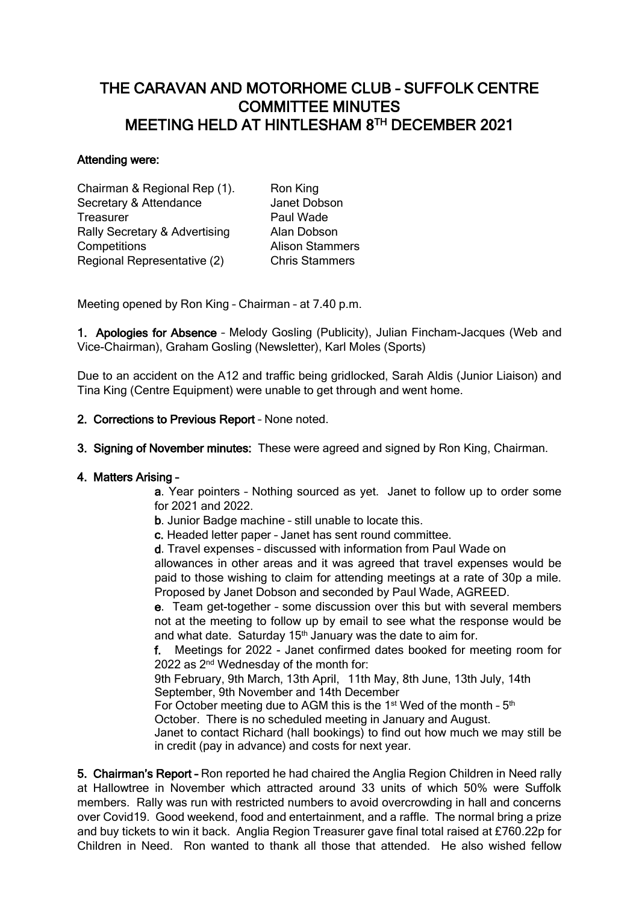# THE CARAVAN AND MOTORHOME CLUB – SUFFOLK CENTRE COMMITTEE MINUTES MEETING HELD AT HINTLESHAM 8TH DECEMBER 2021

**Attending were:**

| | |
|---|---|
| Chairman & Regional Rep (1). | Ron King |
| Secretary & Attendance | Janet Dobson |
| Treasurer | Paul Wade |
| Rally Secretary & Advertising | Alan Dobson |
| Competitions | Alison Stammers |
| Regional Representative (2) | Chris Stammers |

Meeting opened by Ron King – Chairman – at 7.40 p.m.

1. **Apologies for Absence** – Melody Gosling (Publicity), Julian Fincham-Jacques (Web and Vice-Chairman), Graham Gosling (Newsletter), Karl Moles (Sports)

Due to an accident on the A12 and traffic being gridlocked, Sarah Aldis (Junior Liaison) and Tina King (Centre Equipment) were unable to get through and went home.

2. **Corrections to Previous Report** – None noted.

3. **Signing of November minutes:** These were agreed and signed by Ron King, Chairman.

4. **Matters Arising** –

   **a**. Year pointers – Nothing sourced as yet. Janet to follow up to order some for 2021 and 2022.

   **b**. Junior Badge machine – still unable to locate this.

   **c.** Headed letter paper – Janet has sent round committee.

   **d**. Travel expenses – discussed with information from Paul Wade on allowances in other areas and it was agreed that travel expenses would be paid to those wishing to claim for attending meetings at a rate of 30p a mile. Proposed by Janet Dobson and seconded by Paul Wade, AGREED.

   **e**. Team get-together – some discussion over this but with several members not at the meeting to follow up by email to see what the response would be and what date. Saturday 15th January was the date to aim for.

   **f.** Meetings for 2022 - Janet confirmed dates booked for meeting room for 2022 as 2nd Wednesday of the month for:
   9th February, 9th March, 13th April, 11th May, 8th June, 13th July, 14th September, 9th November and 14th December
   For October meeting due to AGM this is the 1st Wed of the month – 5th October. There is no scheduled meeting in January and August.
   Janet to contact Richard (hall bookings) to find out how much we may still be in credit (pay in advance) and costs for next year.

5. **Chairman's Report** – Ron reported he had chaired the Anglia Region Children in Need rally at Hallowtree in November which attracted around 33 units of which 50% were Suffolk members. Rally was run with restricted numbers to avoid overcrowding in hall and concerns over Covid19. Good weekend, food and entertainment, and a raffle. The normal bring a prize and buy tickets to win it back. Anglia Region Treasurer gave final total raised at £760.22p for Children in Need. Ron wanted to thank all those that attended. He also wished fellow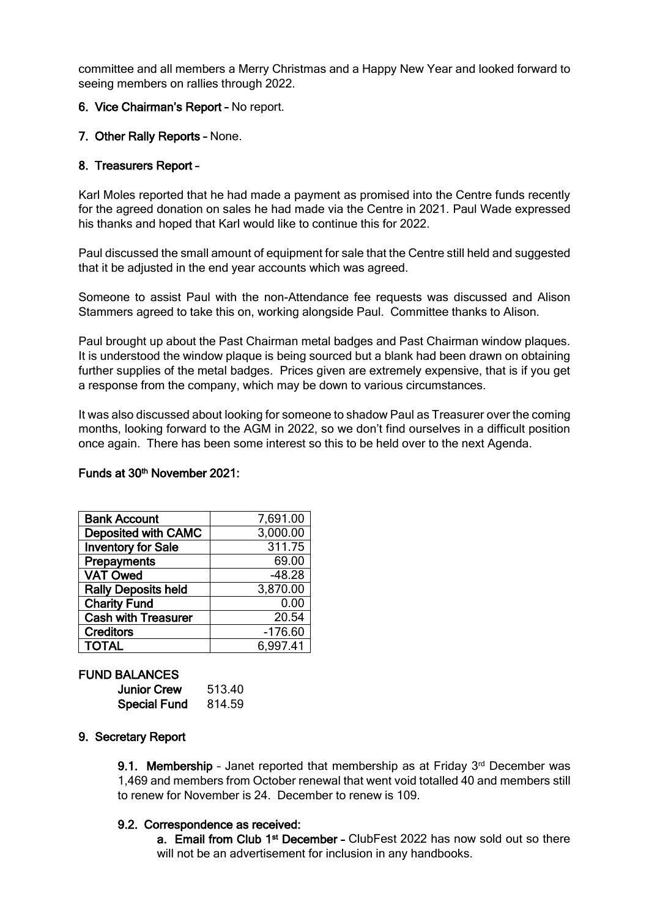committee and all members a Merry Christmas and a Happy New Year and looked forward to seeing members on rallies through 2022.

**6. Vice Chairman's Report** – No report.

**7. Other Rally Reports** – None.

**8. Treasurers Report** –

Karl Moles reported that he had made a payment as promised into the Centre funds recently for the agreed donation on sales he had made via the Centre in 2021. Paul Wade expressed his thanks and hoped that Karl would like to continue this for 2022.

Paul discussed the small amount of equipment for sale that the Centre still held and suggested that it be adjusted in the end year accounts which was agreed.

Someone to assist Paul with the non-Attendance fee requests was discussed and Alison Stammers agreed to take this on, working alongside Paul. Committee thanks to Alison.

Paul brought up about the Past Chairman metal badges and Past Chairman window plaques. It is understood the window plaque is being sourced but a blank had been drawn on obtaining further supplies of the metal badges. Prices given are extremely expensive, that is if you get a response from the company, which may be down to various circumstances.

It was also discussed about looking for someone to shadow Paul as Treasurer over the coming months, looking forward to the AGM in 2022, so we don't find ourselves in a difficult position once again. There has been some interest so this to be held over to the next Agenda.

**Funds at 30th November 2021:**

| | |
|---|---|
| **Bank Account** | 7,691.00 |
| **Deposited with CAMC** | 3,000.00 |
| **Inventory for Sale** | 311.75 |
| **Prepayments** | 69.00 |
| **VAT Owed** | -48.28 |
| **Rally Deposits held** | 3,870.00 |
| **Charity Fund** | 0.00 |
| **Cash with Treasurer** | 20.54 |
| **Creditors** | -176.60 |
| **TOTAL** | 6,997.41 |

**FUND BALANCES**

| | |
|---|---|
| **Junior Crew** | 513.40 |
| **Special Fund** | 814.59 |

**9. Secretary Report**

**9.1. Membership** – Janet reported that membership as at Friday 3rd December was 1,469 and members from October renewal that went void totalled 40 and members still to renew for November is 24. December to renew is 109.

**9.2. Correspondence as received:**

**a. Email from Club 1st December** – ClubFest 2022 has now sold out so there will not be an advertisement for inclusion in any handbooks.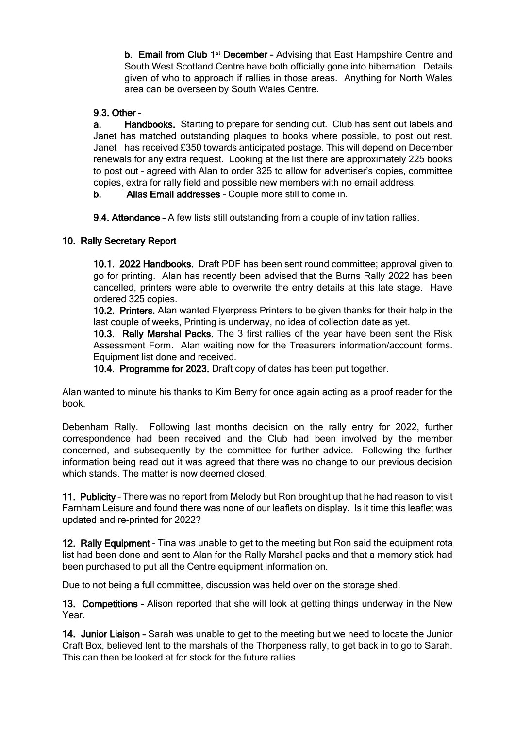**b. Email from Club 1st December** – Advising that East Hampshire Centre and South West Scotland Centre have both officially gone into hibernation. Details given of who to approach if rallies in those areas. Anything for North Wales area can be overseen by South Wales Centre.

**9.3. Other** –

**a. Handbooks.** Starting to prepare for sending out. Club has sent out labels and Janet has matched outstanding plaques to books where possible, to post out rest. Janet has received £350 towards anticipated postage. This will depend on December renewals for any extra request. Looking at the list there are approximately 225 books to post out – agreed with Alan to order 325 to allow for advertiser's copies, committee copies, extra for rally field and possible new members with no email address.

**b. Alias Email addresses** – Couple more still to come in.

**9.4. Attendance** – A few lists still outstanding from a couple of invitation rallies.

## 10. Rally Secretary Report

**10.1. 2022 Handbooks.** Draft PDF has been sent round committee; approval given to go for printing. Alan has recently been advised that the Burns Rally 2022 has been cancelled, printers were able to overwrite the entry details at this late stage. Have ordered 325 copies.

**10.2. Printers.** Alan wanted Flyerpress Printers to be given thanks for their help in the last couple of weeks, Printing is underway, no idea of collection date as yet.

**10.3. Rally Marshal Packs.** The 3 first rallies of the year have been sent the Risk Assessment Form. Alan waiting now for the Treasurers information/account forms. Equipment list done and received.

**10.4. Programme for 2023.** Draft copy of dates has been put together.

Alan wanted to minute his thanks to Kim Berry for once again acting as a proof reader for the book.

Debenham Rally. Following last months decision on the rally entry for 2022, further correspondence had been received and the Club had been involved by the member concerned, and subsequently by the committee for further advice. Following the further information being read out it was agreed that there was no change to our previous decision which stands. The matter is now deemed closed.

**11. Publicity** – There was no report from Melody but Ron brought up that he had reason to visit Farnham Leisure and found there was none of our leaflets on display. Is it time this leaflet was updated and re-printed for 2022?

**12. Rally Equipment** – Tina was unable to get to the meeting but Ron said the equipment rota list had been done and sent to Alan for the Rally Marshal packs and that a memory stick had been purchased to put all the Centre equipment information on.

Due to not being a full committee, discussion was held over on the storage shed.

**13. Competitions** – Alison reported that she will look at getting things underway in the New Year.

**14. Junior Liaison** – Sarah was unable to get to the meeting but we need to locate the Junior Craft Box, believed lent to the marshals of the Thorpeness rally, to get back in to go to Sarah. This can then be looked at for stock for the future rallies.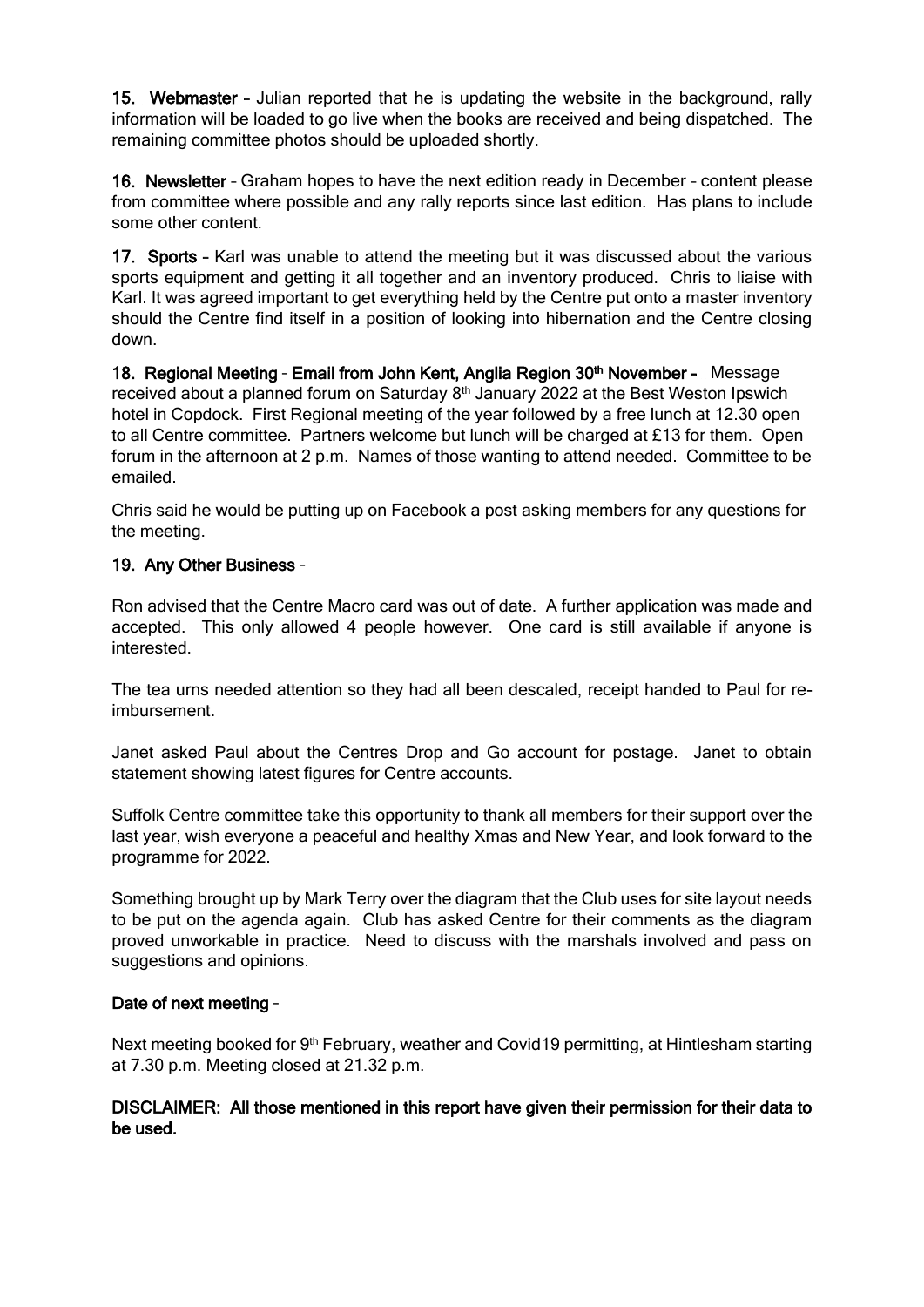**15. Webmaster** – Julian reported that he is updating the website in the background, rally information will be loaded to go live when the books are received and being dispatched. The remaining committee photos should be uploaded shortly.

**16. Newsletter** – Graham hopes to have the next edition ready in December – content please from committee where possible and any rally reports since last edition. Has plans to include some other content.

**17. Sports** – Karl was unable to attend the meeting but it was discussed about the various sports equipment and getting it all together and an inventory produced. Chris to liaise with Karl. It was agreed important to get everything held by the Centre put onto a master inventory should the Centre find itself in a position of looking into hibernation and the Centre closing down.

**18. Regional Meeting – Email from John Kent, Anglia Region 30th November -** Message received about a planned forum on Saturday 8th January 2022 at the Best Weston Ipswich hotel in Copdock. First Regional meeting of the year followed by a free lunch at 12.30 open to all Centre committee. Partners welcome but lunch will be charged at £13 for them. Open forum in the afternoon at 2 p.m. Names of those wanting to attend needed. Committee to be emailed.

Chris said he would be putting up on Facebook a post asking members for any questions for the meeting.

**19. Any Other Business** –

Ron advised that the Centre Macro card was out of date. A further application was made and accepted. This only allowed 4 people however. One card is still available if anyone is interested.

The tea urns needed attention so they had all been descaled, receipt handed to Paul for re-imbursement.

Janet asked Paul about the Centres Drop and Go account for postage. Janet to obtain statement showing latest figures for Centre accounts.

Suffolk Centre committee take this opportunity to thank all members for their support over the last year, wish everyone a peaceful and healthy Xmas and New Year, and look forward to the programme for 2022.

Something brought up by Mark Terry over the diagram that the Club uses for site layout needs to be put on the agenda again. Club has asked Centre for their comments as the diagram proved unworkable in practice. Need to discuss with the marshals involved and pass on suggestions and opinions.

**Date of next meeting** –

Next meeting booked for 9th February, weather and Covid19 permitting, at Hintlesham starting at 7.30 p.m. Meeting closed at 21.32 p.m.

**DISCLAIMER: All those mentioned in this report have given their permission for their data to be used.**